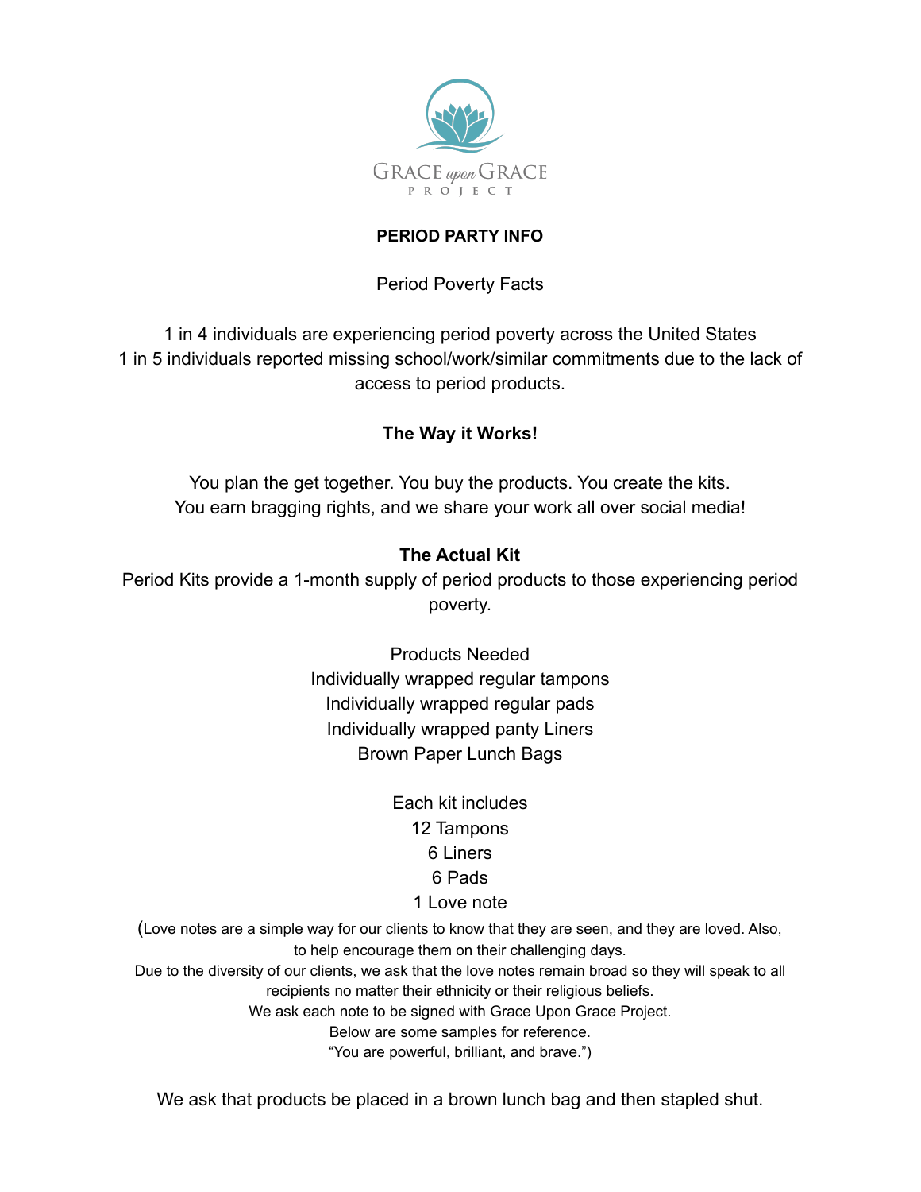GRACE upon GRACE
PROJECT

# PERIOD PARTY INFO

Period Poverty Facts

1 in 4 individuals are experiencing period poverty across the United States
1 in 5 individuals reported missing school/work/similar commitments due to the lack of access to period products.

## The Way it Works!

You plan the get together. You buy the products. You create the kits.
You earn bragging rights, and we share your work all over social media!

## The Actual Kit

Period Kits provide a 1-month supply of period products to those experiencing period poverty.

Products Needed
Individually wrapped regular tampons
Individually wrapped regular pads
Individually wrapped panty Liners
Brown Paper Lunch Bags

Each kit includes
12 Tampons
6 Liners
6 Pads
1 Love note

(Love notes are a simple way for our clients to know that they are seen, and they are loved. Also, to help encourage them on their challenging days.
Due to the diversity of our clients, we ask that the love notes remain broad so they will speak to all recipients no matter their ethnicity or their religious beliefs.
We ask each note to be signed with Grace Upon Grace Project.
Below are some samples for reference.
"You are powerful, brilliant, and brave.")

We ask that products be placed in a brown lunch bag and then stapled shut.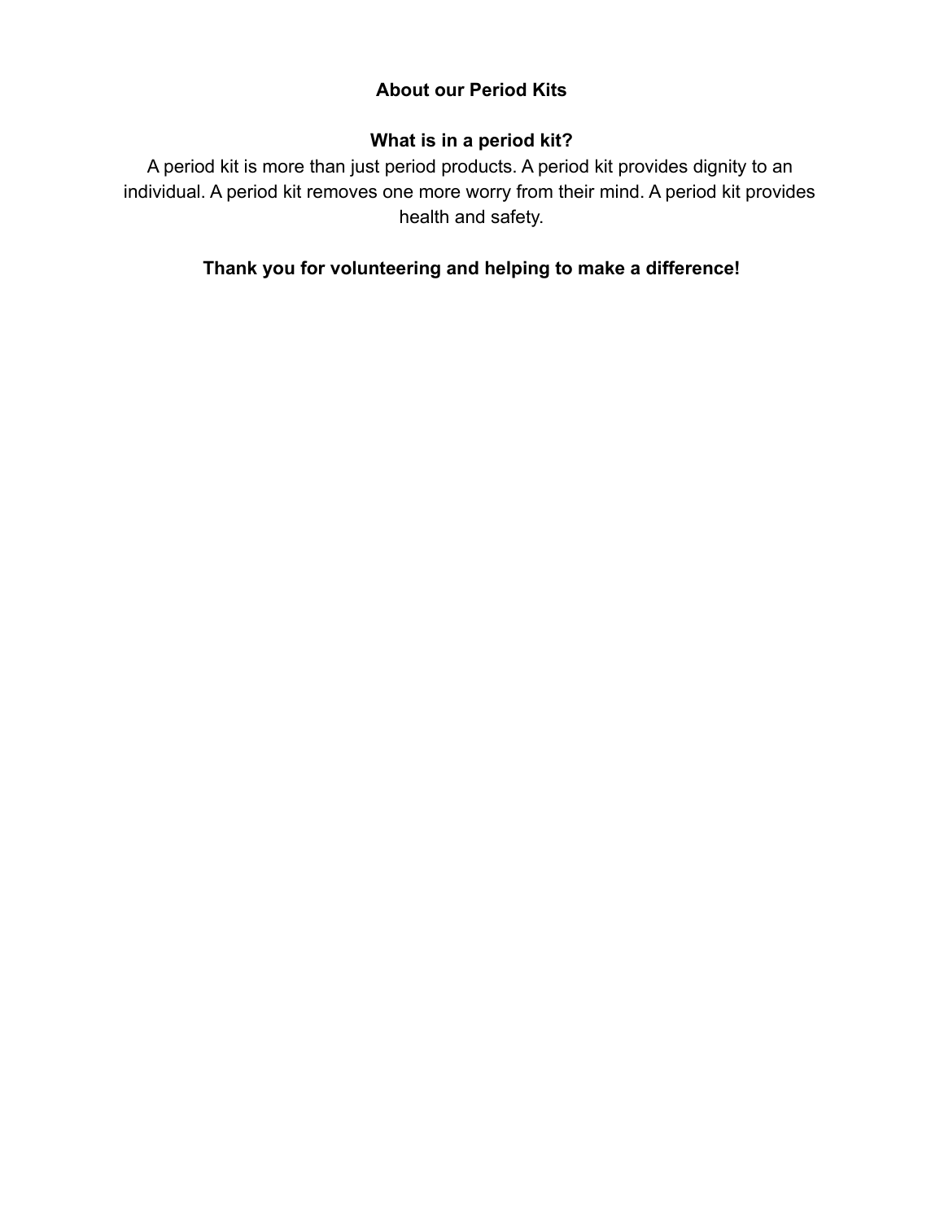# About our Period Kits

## What is in a period kit?

A period kit is more than just period products. A period kit provides dignity to an individual. A period kit removes one more worry from their mind. A period kit provides health and safety.

**Thank you for volunteering and helping to make a difference!**